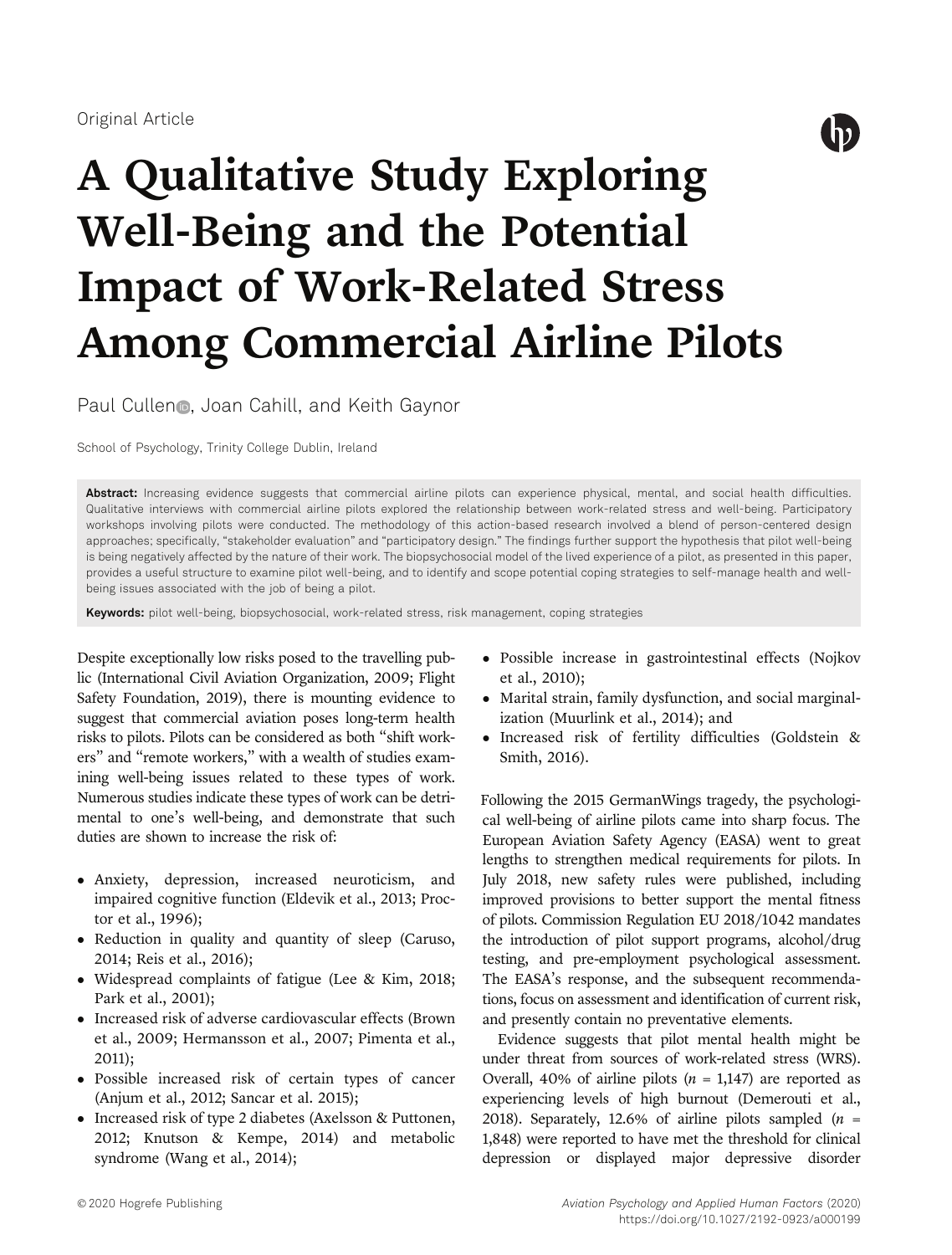Original Article

# A Qualitative Study Exploring Well-Being and the Potential Impact of Work-Related Stress Among Commercial Airline Pilots

Paul Cullen, Joan Cahill, and Keith Gaynor

School of Psychology, Trinity College Dublin, Ireland

**Abstract:** Increasing evidence suggests that commercial airline pilots can experience physical, mental, and social health difficulties. Qualitative interviews with commercial airline pilots explored the relationship between work-related stress and well-being. Participatory workshops involving pilots were conducted. The methodology of this action-based research involved a blend of person-centered design approaches; specifically, "stakeholder evaluation" and "participatory design." The findings further support the hypothesis that pilot well-being is being negatively affected by the nature of their work. The biopsychosocial model of the lived experience of a pilot, as presented in this paper, provides a useful structure to examine pilot well-being, and to identify and scope potential coping strategies to self-manage health and well-being issues associated with the job of being a pilot.

**Keywords:** pilot well-being, biopsychosocial, work-related stress, risk management, coping strategies

Despite exceptionally low risks posed to the travelling public (International Civil Aviation Organization, 2009; Flight Safety Foundation, 2019), there is mounting evidence to suggest that commercial aviation poses long-term health risks to pilots. Pilots can be considered as both "shift workers" and "remote workers," with a wealth of studies examining well-being issues related to these types of work. Numerous studies indicate these types of work can be detrimental to one's well-being, and demonstrate that such duties are shown to increase the risk of:

- Anxiety, depression, increased neuroticism, and impaired cognitive function (Eldevik et al., 2013; Proctor et al., 1996);
- Reduction in quality and quantity of sleep (Caruso, 2014; Reis et al., 2016);
- Widespread complaints of fatigue (Lee & Kim, 2018; Park et al., 2001);
- Increased risk of adverse cardiovascular effects (Brown et al., 2009; Hermansson et al., 2007; Pimenta et al., 2011);
- Possible increased risk of certain types of cancer (Anjum et al., 2012; Sancar et al. 2015);
- Increased risk of type 2 diabetes (Axelsson & Puttonen, 2012; Knutson & Kempe, 2014) and metabolic syndrome (Wang et al., 2014);
- Possible increase in gastrointestinal effects (Nojkov et al., 2010);
- Marital strain, family dysfunction, and social marginalization (Muurlink et al., 2014); and
- Increased risk of fertility difficulties (Goldstein & Smith, 2016).

Following the 2015 GermanWings tragedy, the psychological well-being of airline pilots came into sharp focus. The European Aviation Safety Agency (EASA) went to great lengths to strengthen medical requirements for pilots. In July 2018, new safety rules were published, including improved provisions to better support the mental fitness of pilots. Commission Regulation EU 2018/1042 mandates the introduction of pilot support programs, alcohol/drug testing, and pre-employment psychological assessment. The EASA's response, and the subsequent recommendations, focus on assessment and identification of current risk, and presently contain no preventative elements.

Evidence suggests that pilot mental health might be under threat from sources of work-related stress (WRS). Overall, 40% of airline pilots ($n$ = 1,147) are reported as experiencing levels of high burnout (Demerouti et al., 2018). Separately, 12.6% of airline pilots sampled ($n$ = 1,848) were reported to have met the threshold for clinical depression or displayed major depressive disorder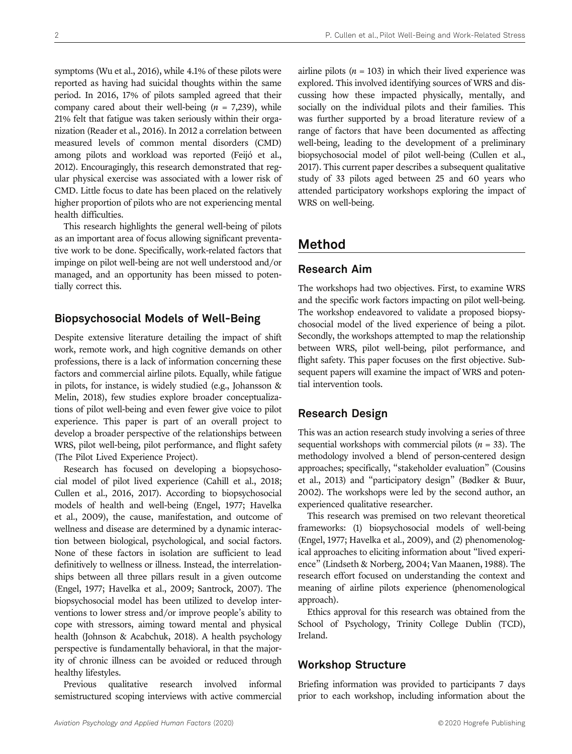symptoms (Wu et al., 2016), while 4.1% of these pilots were reported as having had suicidal thoughts within the same period. In 2016, 17% of pilots sampled agreed that their company cared about their well-being ($n$ = 7,239), while 21% felt that fatigue was taken seriously within their organization (Reader et al., 2016). In 2012 a correlation between measured levels of common mental disorders (CMD) among pilots and workload was reported (Feijó et al., 2012). Encouragingly, this research demonstrated that regular physical exercise was associated with a lower risk of CMD. Little focus to date has been placed on the relatively higher proportion of pilots who are not experiencing mental health difficulties.

This research highlights the general well-being of pilots as an important area of focus allowing significant preventative work to be done. Specifically, work-related factors that impinge on pilot well-being are not well understood and/or managed, and an opportunity has been missed to potentially correct this.

### Biopsychosocial Models of Well-Being

Despite extensive literature detailing the impact of shift work, remote work, and high cognitive demands on other professions, there is a lack of information concerning these factors and commercial airline pilots. Equally, while fatigue in pilots, for instance, is widely studied (e.g., Johansson & Melin, 2018), few studies explore broader conceptualizations of pilot well-being and even fewer give voice to pilot experience. This paper is part of an overall project to develop a broader perspective of the relationships between WRS, pilot well-being, pilot performance, and flight safety (The Pilot Lived Experience Project).

Research has focused on developing a biopsychosocial model of pilot lived experience (Cahill et al., 2018; Cullen et al., 2016, 2017). According to biopsychosocial models of health and well-being (Engel, 1977; Havelka et al., 2009), the cause, manifestation, and outcome of wellness and disease are determined by a dynamic interaction between biological, psychological, and social factors. None of these factors in isolation are sufficient to lead definitively to wellness or illness. Instead, the interrelationships between all three pillars result in a given outcome (Engel, 1977; Havelka et al., 2009; Santrock, 2007). The biopsychosocial model has been utilized to develop interventions to lower stress and/or improve people's ability to cope with stressors, aiming toward mental and physical health (Johnson & Acabchuk, 2018). A health psychology perspective is fundamentally behavioral, in that the majority of chronic illness can be avoided or reduced through healthy lifestyles.

Previous qualitative research involved informal semistructured scoping interviews with active commercial airline pilots ($n$ = 103) in which their lived experience was explored. This involved identifying sources of WRS and discussing how these impacted physically, mentally, and socially on the individual pilots and their families. This was further supported by a broad literature review of a range of factors that have been documented as affecting well-being, leading to the development of a preliminary biopsychosocial model of pilot well-being (Cullen et al., 2017). This current paper describes a subsequent qualitative study of 33 pilots aged between 25 and 60 years who attended participatory workshops exploring the impact of WRS on well-being.

## Method

### Research Aim

The workshops had two objectives. First, to examine WRS and the specific work factors impacting on pilot well-being. The workshop endeavored to validate a proposed biopsychosocial model of the lived experience of being a pilot. Secondly, the workshops attempted to map the relationship between WRS, pilot well-being, pilot performance, and flight safety. This paper focuses on the first objective. Subsequent papers will examine the impact of WRS and potential intervention tools.

### Research Design

This was an action research study involving a series of three sequential workshops with commercial pilots ($n$ = 33). The methodology involved a blend of person-centered design approaches; specifically, "stakeholder evaluation" (Cousins et al., 2013) and "participatory design" (Bødker & Buur, 2002). The workshops were led by the second author, an experienced qualitative researcher.

This research was premised on two relevant theoretical frameworks: (1) biopsychosocial models of well-being (Engel, 1977; Havelka et al., 2009), and (2) phenomenological approaches to eliciting information about "lived experience" (Lindseth & Norberg, 2004; Van Maanen, 1988). The research effort focused on understanding the context and meaning of airline pilots experience (phenomenological approach).

Ethics approval for this research was obtained from the School of Psychology, Trinity College Dublin (TCD), Ireland.

### Workshop Structure

Briefing information was provided to participants 7 days prior to each workshop, including information about the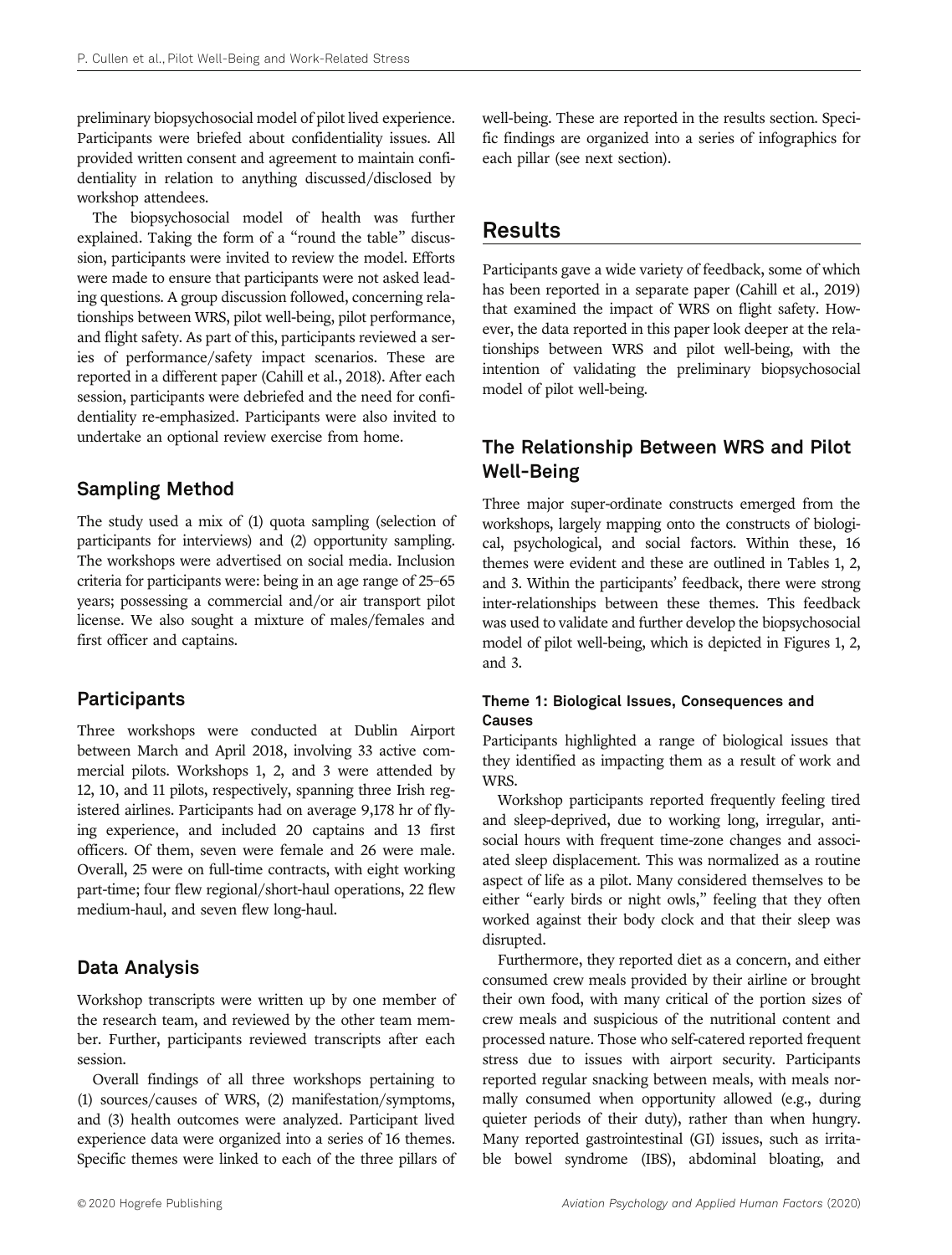preliminary biopsychosocial model of pilot lived experience. Participants were briefed about confidentiality issues. All provided written consent and agreement to maintain confidentiality in relation to anything discussed/disclosed by workshop attendees.

The biopsychosocial model of health was further explained. Taking the form of a "round the table" discussion, participants were invited to review the model. Efforts were made to ensure that participants were not asked leading questions. A group discussion followed, concerning relationships between WRS, pilot well-being, pilot performance, and flight safety. As part of this, participants reviewed a series of performance/safety impact scenarios. These are reported in a different paper (Cahill et al., 2018). After each session, participants were debriefed and the need for confidentiality re-emphasized. Participants were also invited to undertake an optional review exercise from home.

## Sampling Method

The study used a mix of (1) quota sampling (selection of participants for interviews) and (2) opportunity sampling. The workshops were advertised on social media. Inclusion criteria for participants were: being in an age range of 25–65 years; possessing a commercial and/or air transport pilot license. We also sought a mixture of males/females and first officer and captains.

## Participants

Three workshops were conducted at Dublin Airport between March and April 2018, involving 33 active commercial pilots. Workshops 1, 2, and 3 were attended by 12, 10, and 11 pilots, respectively, spanning three Irish registered airlines. Participants had on average 9,178 hr of flying experience, and included 20 captains and 13 first officers. Of them, seven were female and 26 were male. Overall, 25 were on full-time contracts, with eight working part-time; four flew regional/short-haul operations, 22 flew medium-haul, and seven flew long-haul.

## Data Analysis

Workshop transcripts were written up by one member of the research team, and reviewed by the other team member. Further, participants reviewed transcripts after each session.

Overall findings of all three workshops pertaining to (1) sources/causes of WRS, (2) manifestation/symptoms, and (3) health outcomes were analyzed. Participant lived experience data were organized into a series of 16 themes. Specific themes were linked to each of the three pillars of well-being. These are reported in the results section. Specific findings are organized into a series of infographics for each pillar (see next section).

# Results

Participants gave a wide variety of feedback, some of which has been reported in a separate paper (Cahill et al., 2019) that examined the impact of WRS on flight safety. However, the data reported in this paper look deeper at the relationships between WRS and pilot well-being, with the intention of validating the preliminary biopsychosocial model of pilot well-being.

## The Relationship Between WRS and Pilot Well-Being

Three major super-ordinate constructs emerged from the workshops, largely mapping onto the constructs of biological, psychological, and social factors. Within these, 16 themes were evident and these are outlined in Tables 1, 2, and 3. Within the participants' feedback, there were strong inter-relationships between these themes. This feedback was used to validate and further develop the biopsychosocial model of pilot well-being, which is depicted in Figures 1, 2, and 3.

### Theme 1: Biological Issues, Consequences and Causes

Participants highlighted a range of biological issues that they identified as impacting them as a result of work and WRS.

Workshop participants reported frequently feeling tired and sleep-deprived, due to working long, irregular, antisocial hours with frequent time-zone changes and associated sleep displacement. This was normalized as a routine aspect of life as a pilot. Many considered themselves to be either "early birds or night owls," feeling that they often worked against their body clock and that their sleep was disrupted.

Furthermore, they reported diet as a concern, and either consumed crew meals provided by their airline or brought their own food, with many critical of the portion sizes of crew meals and suspicious of the nutritional content and processed nature. Those who self-catered reported frequent stress due to issues with airport security. Participants reported regular snacking between meals, with meals normally consumed when opportunity allowed (e.g., during quieter periods of their duty), rather than when hungry. Many reported gastrointestinal (GI) issues, such as irritable bowel syndrome (IBS), abdominal bloating, and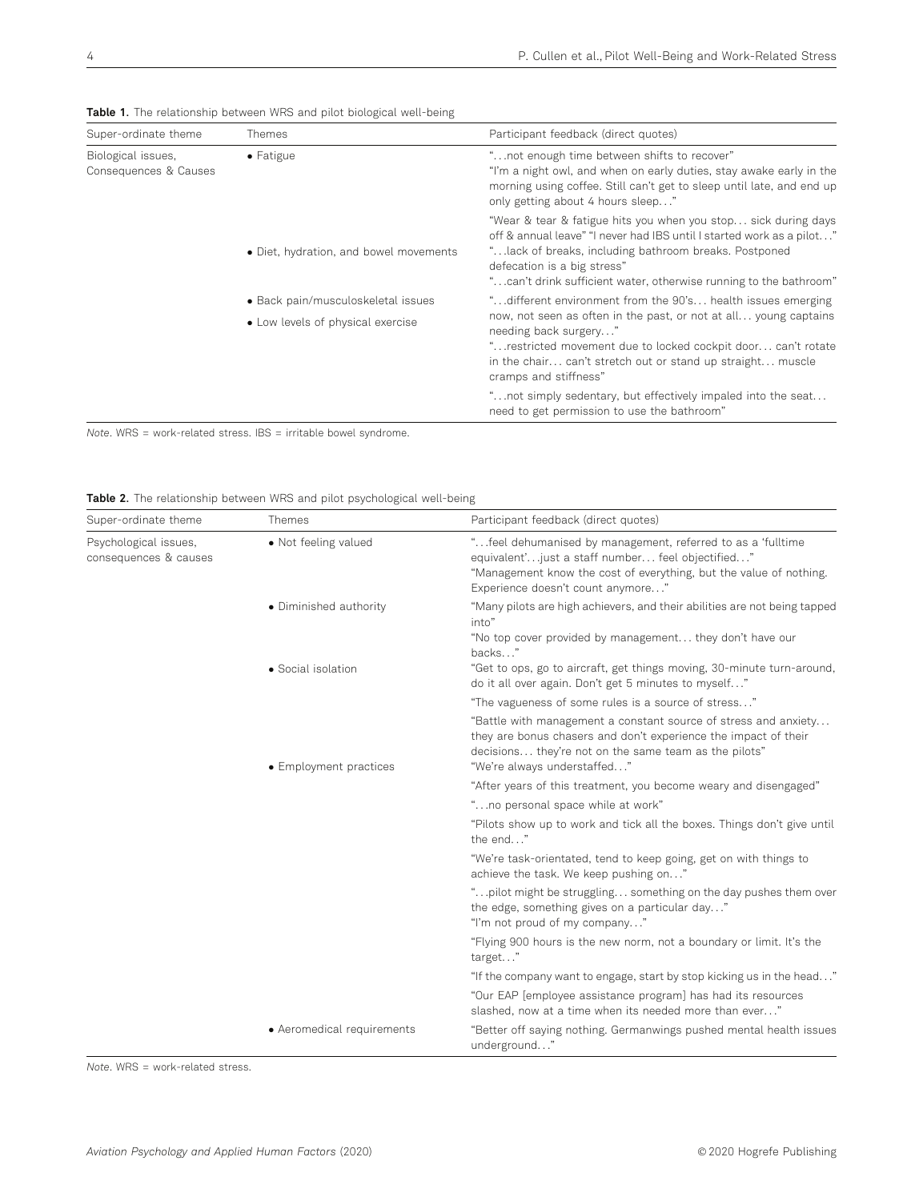**Table 1.** The relationship between WRS and pilot biological well-being

| Super-ordinate theme | Themes | Participant feedback (direct quotes) |
|---|---|---|
| Biological issues, Consequences & Causes | • Fatigue | "…not enough time between shifts to recover" "I'm a night owl, and when on early duties, stay awake early in the morning using coffee. Still can't get to sleep until late, and end up only getting about 4 hours sleep…" |
| | | "Wear & tear & fatigue hits you when you stop… sick during days off & annual leave" "I never had IBS until I started work as a pilot…" |
| | • Diet, hydration, and bowel movements | "…lack of breaks, including bathroom breaks. Postponed defecation is a big stress" "…can't drink sufficient water, otherwise running to the bathroom" |
| | • Back pain/musculoskeletal issues | "…different environment from the 90's… health issues emerging now, not seen as often in the past, or not at all… young captains needing back surgery…" |
| | • Low levels of physical exercise | "…restricted movement due to locked cockpit door… can't rotate in the chair… can't stretch out or stand up straight… muscle cramps and stiffness" |
| | | "…not simply sedentary, but effectively impaled into the seat… need to get permission to use the bathroom" |

*Note.* WRS = work-related stress. IBS = irritable bowel syndrome.

**Table 2.** The relationship between WRS and pilot psychological well-being

| Super-ordinate theme | Themes | Participant feedback (direct quotes) |
|---|---|---|
| Psychological issues, consequences & causes | • Not feeling valued | "…feel dehumanised by management, referred to as a 'fulltime equivalent'…just a staff number… feel objectified…" "Management know the cost of everything, but the value of nothing. Experience doesn't count anymore…" |
| | • Diminished authority | "Many pilots are high achievers, and their abilities are not being tapped into" "No top cover provided by management… they don't have our backs…" |
| | • Social isolation | "Get to ops, go to aircraft, get things moving, 30-minute turn-around, do it all over again. Don't get 5 minutes to myself…" |
| | | "The vagueness of some rules is a source of stress…" |
| | • Employment practices | "Battle with management a constant source of stress and anxiety… they are bonus chasers and don't experience the impact of their decisions… they're not on the same team as the pilots" "We're always understaffed…" |
| | | "After years of this treatment, you become weary and disengaged" |
| | | "…no personal space while at work" |
| | | "Pilots show up to work and tick all the boxes. Things don't give until the end…" |
| | | "We're task-orientated, tend to keep going, get on with things to achieve the task. We keep pushing on…" |
| | | "…pilot might be struggling… something on the day pushes them over the edge, something gives on a particular day…" "I'm not proud of my company…" |
| | | "Flying 900 hours is the new norm, not a boundary or limit. It's the target…" |
| | | "If the company want to engage, start by stop kicking us in the head…" |
| | | "Our EAP [employee assistance program] has had its resources slashed, now at a time when its needed more than ever…" |
| | • Aeromedical requirements | "Better off saying nothing. Germanwings pushed mental health issues underground…" |

*Note.* WRS = work-related stress.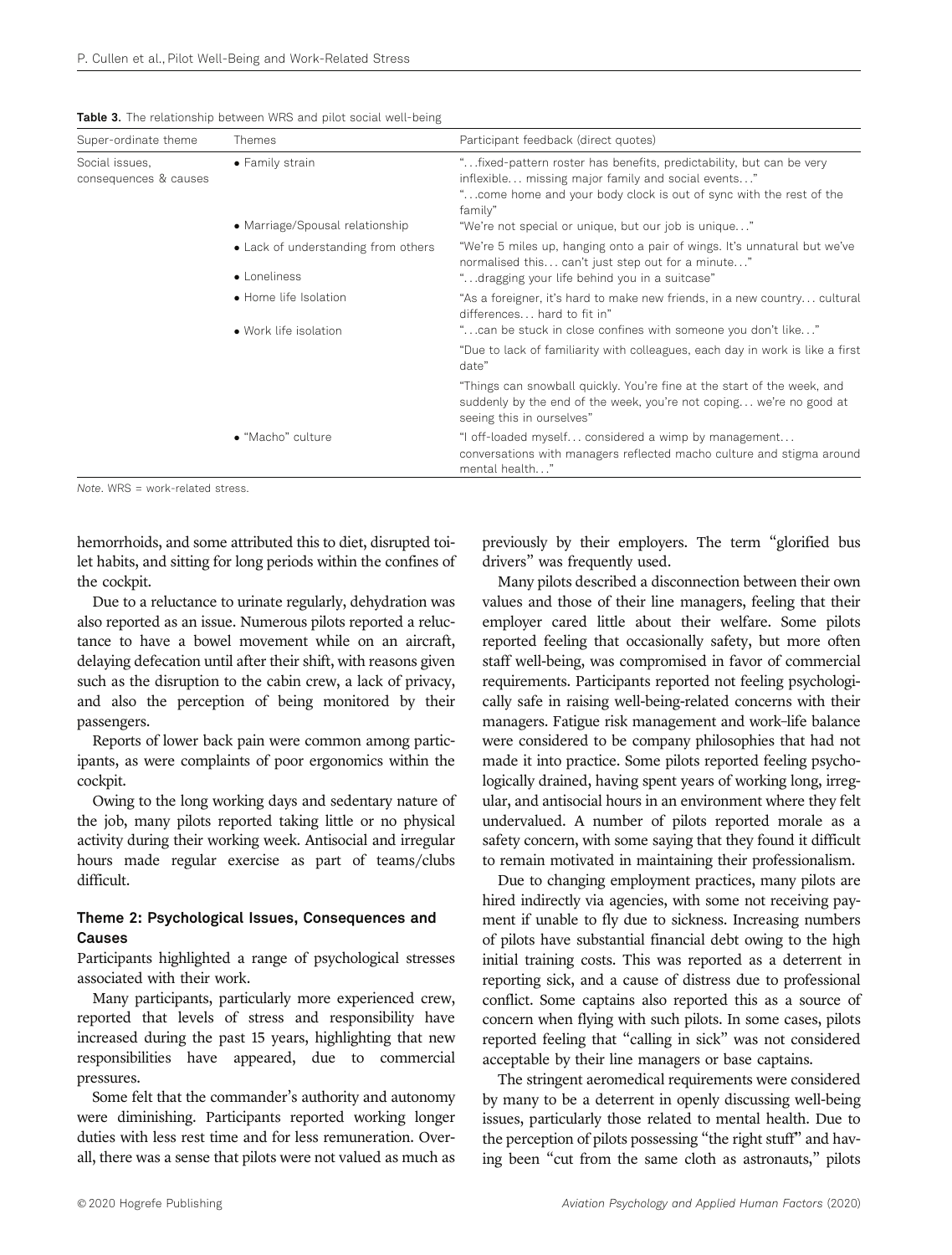**Table 3.** The relationship between WRS and pilot social well-being

| Super-ordinate theme | Themes | Participant feedback (direct quotes) |
| --- | --- | --- |
| Social issues, consequences & causes | • Family strain | "…fixed-pattern roster has benefits, predictability, but can be very inflexible… missing major family and social events…" "…come home and your body clock is out of sync with the rest of the family" |
| | • Marriage/Spousal relationship | "We're not special or unique, but our job is unique…" |
| | • Lack of understanding from others | "We're 5 miles up, hanging onto a pair of wings. It's unnatural but we've normalised this… can't just step out for a minute…" |
| | • Loneliness | "…dragging your life behind you in a suitcase" |
| | • Home life Isolation | "As a foreigner, it's hard to make new friends, in a new country… cultural differences… hard to fit in" |
| | • Work life isolation | "…can be stuck in close confines with someone you don't like…" |
| | | "Due to lack of familiarity with colleagues, each day in work is like a first date" |
| | | "Things can snowball quickly. You're fine at the start of the week, and suddenly by the end of the week, you're not coping… we're no good at seeing this in ourselves" |
| | • "Macho" culture | "I off-loaded myself… considered a wimp by management… conversations with managers reflected macho culture and stigma around mental health…" |

*Note*. WRS = work-related stress.

hemorrhoids, and some attributed this to diet, disrupted toilet habits, and sitting for long periods within the confines of the cockpit.

Due to a reluctance to urinate regularly, dehydration was also reported as an issue. Numerous pilots reported a reluctance to have a bowel movement while on an aircraft, delaying defecation until after their shift, with reasons given such as the disruption to the cabin crew, a lack of privacy, and also the perception of being monitored by their passengers.

Reports of lower back pain were common among participants, as were complaints of poor ergonomics within the cockpit.

Owing to the long working days and sedentary nature of the job, many pilots reported taking little or no physical activity during their working week. Antisocial and irregular hours made regular exercise as part of teams/clubs difficult.

### Theme 2: Psychological Issues, Consequences and Causes

Participants highlighted a range of psychological stresses associated with their work.

Many participants, particularly more experienced crew, reported that levels of stress and responsibility have increased during the past 15 years, highlighting that new responsibilities have appeared, due to commercial pressures.

Some felt that the commander's authority and autonomy were diminishing. Participants reported working longer duties with less rest time and for less remuneration. Overall, there was a sense that pilots were not valued as much as previously by their employers. The term "glorified bus drivers" was frequently used.

Many pilots described a disconnection between their own values and those of their line managers, feeling that their employer cared little about their welfare. Some pilots reported feeling that occasionally safety, but more often staff well-being, was compromised in favor of commercial requirements. Participants reported not feeling psychologically safe in raising well-being-related concerns with their managers. Fatigue risk management and work–life balance were considered to be company philosophies that had not made it into practice. Some pilots reported feeling psychologically drained, having spent years of working long, irregular, and antisocial hours in an environment where they felt undervalued. A number of pilots reported morale as a safety concern, with some saying that they found it difficult to remain motivated in maintaining their professionalism.

Due to changing employment practices, many pilots are hired indirectly via agencies, with some not receiving payment if unable to fly due to sickness. Increasing numbers of pilots have substantial financial debt owing to the high initial training costs. This was reported as a deterrent in reporting sick, and a cause of distress due to professional conflict. Some captains also reported this as a source of concern when flying with such pilots. In some cases, pilots reported feeling that "calling in sick" was not considered acceptable by their line managers or base captains.

The stringent aeromedical requirements were considered by many to be a deterrent in openly discussing well-being issues, particularly those related to mental health. Due to the perception of pilots possessing "the right stuff" and having been "cut from the same cloth as astronauts," pilots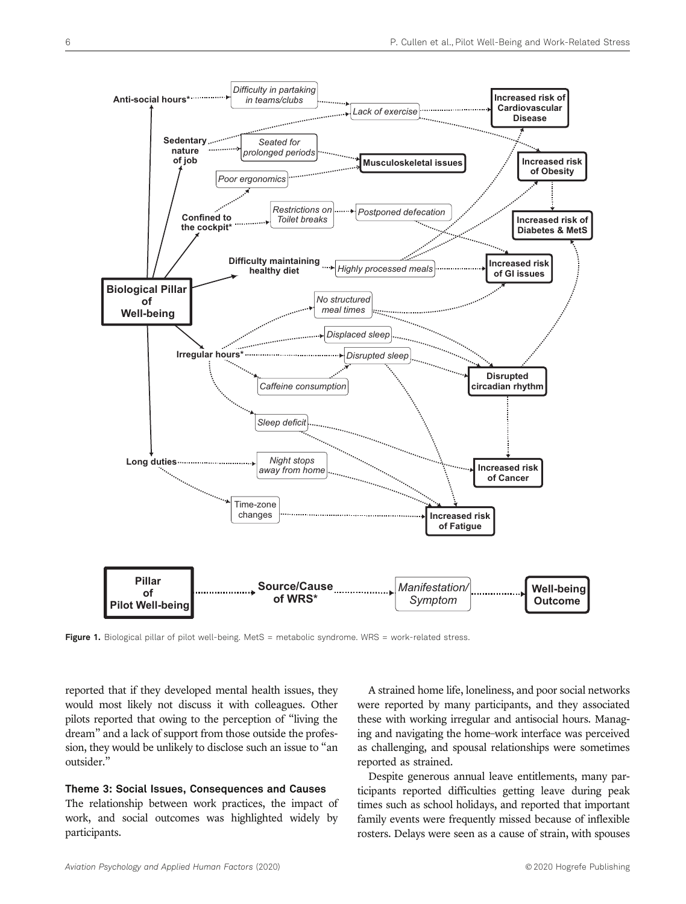Figure 1. Biological pillar of pilot well-being. MetS = metabolic syndrome. WRS = work-related stress.

reported that if they developed mental health issues, they would most likely not discuss it with colleagues. Other pilots reported that owing to the perception of "living the dream" and a lack of support from those outside the profession, they would be unlikely to disclose such an issue to "an outsider."

### Theme 3: Social Issues, Consequences and Causes

The relationship between work practices, the impact of work, and social outcomes was highlighted widely by participants.

A strained home life, loneliness, and poor social networks were reported by many participants, and they associated these with working irregular and antisocial hours. Managing and navigating the home–work interface was perceived as challenging, and spousal relationships were sometimes reported as strained.

Despite generous annual leave entitlements, many participants reported difficulties getting leave during peak times such as school holidays, and reported that important family events were frequently missed because of inflexible rosters. Delays were seen as a cause of strain, with spouses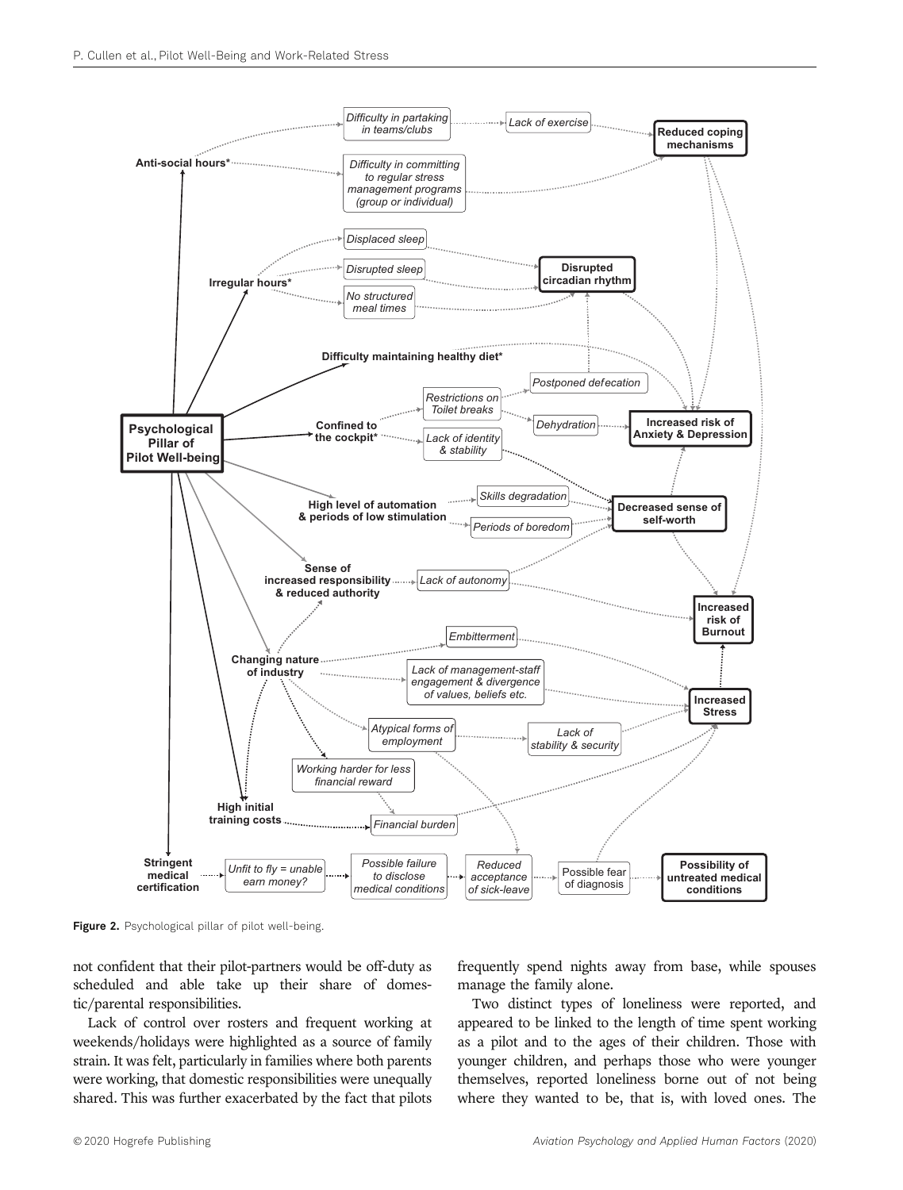**Figure 2.** Psychological pillar of pilot well-being.

not confident that their pilot-partners would be off-duty as scheduled and able take up their share of domestic/parental responsibilities.

Lack of control over rosters and frequent working at weekends/holidays were highlighted as a source of family strain. It was felt, particularly in families where both parents were working, that domestic responsibilities were unequally shared. This was further exacerbated by the fact that pilots frequently spend nights away from base, while spouses manage the family alone.

Two distinct types of loneliness were reported, and appeared to be linked to the length of time spent working as a pilot and to the ages of their children. Those with younger children, and perhaps those who were younger themselves, reported loneliness borne out of not being where they wanted to be, that is, with loved ones. The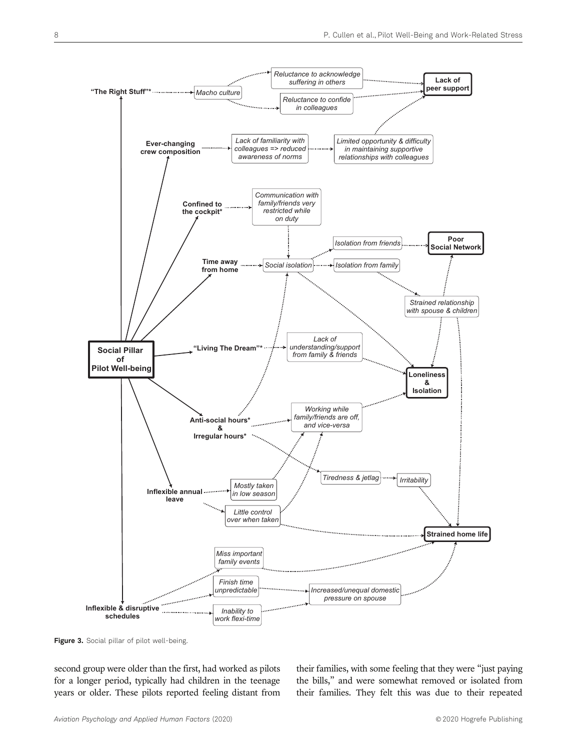**Figure 3.** Social pillar of pilot well-being.

second group were older than the first, had worked as pilots for a longer period, typically had children in the teenage years or older. These pilots reported feeling distant from their families, with some feeling that they were "just paying the bills," and were somewhat removed or isolated from their families. They felt this was due to their repeated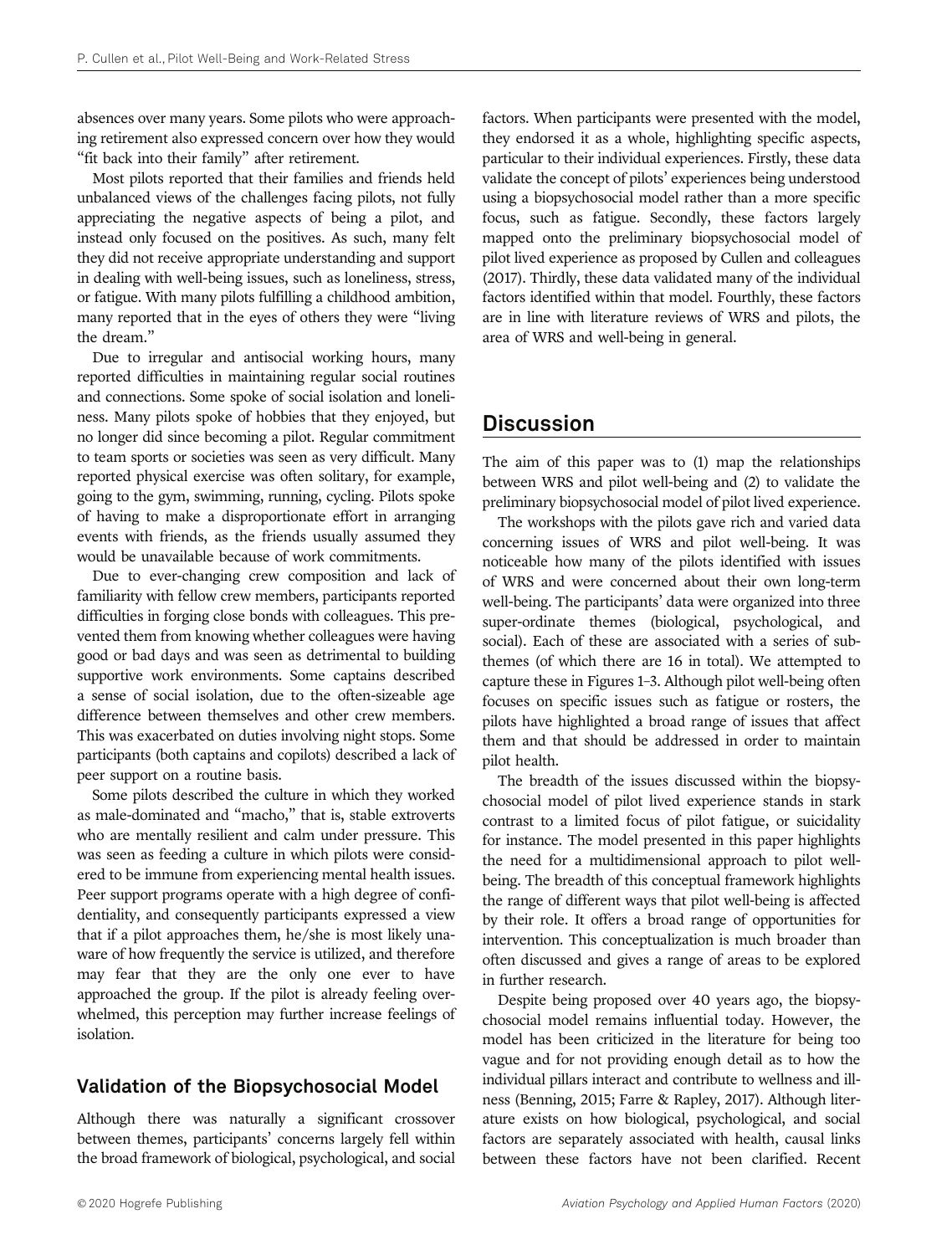absences over many years. Some pilots who were approaching retirement also expressed concern over how they would "fit back into their family" after retirement.

Most pilots reported that their families and friends held unbalanced views of the challenges facing pilots, not fully appreciating the negative aspects of being a pilot, and instead only focused on the positives. As such, many felt they did not receive appropriate understanding and support in dealing with well-being issues, such as loneliness, stress, or fatigue. With many pilots fulfilling a childhood ambition, many reported that in the eyes of others they were "living the dream."

Due to irregular and antisocial working hours, many reported difficulties in maintaining regular social routines and connections. Some spoke of social isolation and loneliness. Many pilots spoke of hobbies that they enjoyed, but no longer did since becoming a pilot. Regular commitment to team sports or societies was seen as very difficult. Many reported physical exercise was often solitary, for example, going to the gym, swimming, running, cycling. Pilots spoke of having to make a disproportionate effort in arranging events with friends, as the friends usually assumed they would be unavailable because of work commitments.

Due to ever-changing crew composition and lack of familiarity with fellow crew members, participants reported difficulties in forging close bonds with colleagues. This prevented them from knowing whether colleagues were having good or bad days and was seen as detrimental to building supportive work environments. Some captains described a sense of social isolation, due to the often-sizeable age difference between themselves and other crew members. This was exacerbated on duties involving night stops. Some participants (both captains and copilots) described a lack of peer support on a routine basis.

Some pilots described the culture in which they worked as male-dominated and "macho," that is, stable extroverts who are mentally resilient and calm under pressure. This was seen as feeding a culture in which pilots were considered to be immune from experiencing mental health issues. Peer support programs operate with a high degree of confidentiality, and consequently participants expressed a view that if a pilot approaches them, he/she is most likely unaware of how frequently the service is utilized, and therefore may fear that they are the only one ever to have approached the group. If the pilot is already feeling overwhelmed, this perception may further increase feelings of isolation.

### Validation of the Biopsychosocial Model

Although there was naturally a significant crossover between themes, participants' concerns largely fell within the broad framework of biological, psychological, and social factors. When participants were presented with the model, they endorsed it as a whole, highlighting specific aspects, particular to their individual experiences. Firstly, these data validate the concept of pilots' experiences being understood using a biopsychosocial model rather than a more specific focus, such as fatigue. Secondly, these factors largely mapped onto the preliminary biopsychosocial model of pilot lived experience as proposed by Cullen and colleagues (2017). Thirdly, these data validated many of the individual factors identified within that model. Fourthly, these factors are in line with literature reviews of WRS and pilots, the area of WRS and well-being in general.

## Discussion

The aim of this paper was to (1) map the relationships between WRS and pilot well-being and (2) to validate the preliminary biopsychosocial model of pilot lived experience.

The workshops with the pilots gave rich and varied data concerning issues of WRS and pilot well-being. It was noticeable how many of the pilots identified with issues of WRS and were concerned about their own long-term well-being. The participants' data were organized into three super-ordinate themes (biological, psychological, and social). Each of these are associated with a series of subthemes (of which there are 16 in total). We attempted to capture these in Figures 1–3. Although pilot well-being often focuses on specific issues such as fatigue or rosters, the pilots have highlighted a broad range of issues that affect them and that should be addressed in order to maintain pilot health.

The breadth of the issues discussed within the biopsychosocial model of pilot lived experience stands in stark contrast to a limited focus of pilot fatigue, or suicidality for instance. The model presented in this paper highlights the need for a multidimensional approach to pilot well-being. The breadth of this conceptual framework highlights the range of different ways that pilot well-being is affected by their role. It offers a broad range of opportunities for intervention. This conceptualization is much broader than often discussed and gives a range of areas to be explored in further research.

Despite being proposed over 40 years ago, the biopsychosocial model remains influential today. However, the model has been criticized in the literature for being too vague and for not providing enough detail as to how the individual pillars interact and contribute to wellness and illness (Benning, 2015; Farre & Rapley, 2017). Although literature exists on how biological, psychological, and social factors are separately associated with health, causal links between these factors have not been clarified. Recent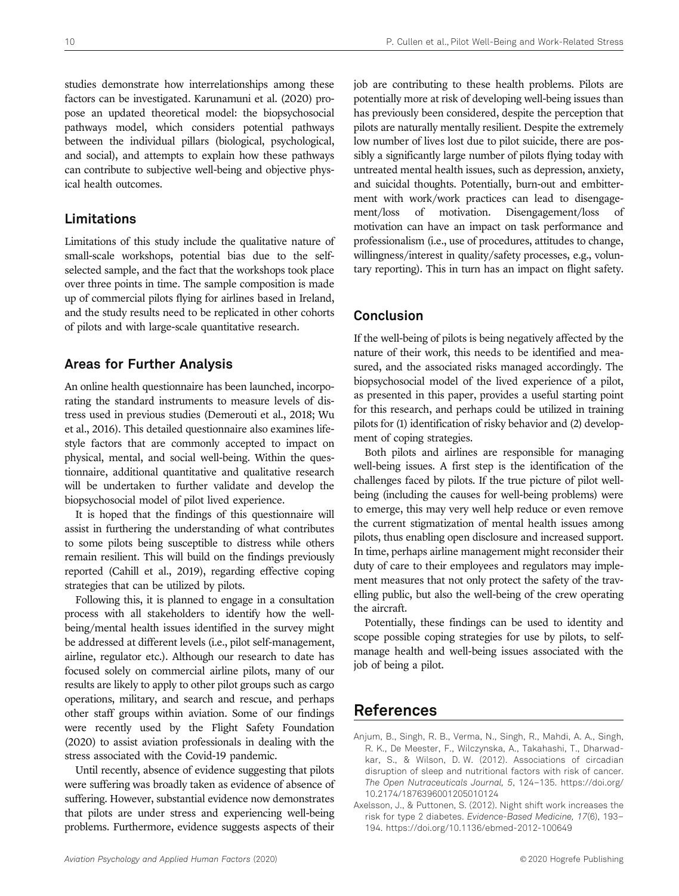studies demonstrate how interrelationships among these factors can be investigated. Karunamuni et al. (2020) propose an updated theoretical model: the biopsychosocial pathways model, which considers potential pathways between the individual pillars (biological, psychological, and social), and attempts to explain how these pathways can contribute to subjective well-being and objective physical health outcomes.

## Limitations

Limitations of this study include the qualitative nature of small-scale workshops, potential bias due to the self-selected sample, and the fact that the workshops took place over three points in time. The sample composition is made up of commercial pilots flying for airlines based in Ireland, and the study results need to be replicated in other cohorts of pilots and with large-scale quantitative research.

## Areas for Further Analysis

An online health questionnaire has been launched, incorporating the standard instruments to measure levels of distress used in previous studies (Demerouti et al., 2018; Wu et al., 2016). This detailed questionnaire also examines lifestyle factors that are commonly accepted to impact on physical, mental, and social well-being. Within the questionnaire, additional quantitative and qualitative research will be undertaken to further validate and develop the biopsychosocial model of pilot lived experience.

It is hoped that the findings of this questionnaire will assist in furthering the understanding of what contributes to some pilots being susceptible to distress while others remain resilient. This will build on the findings previously reported (Cahill et al., 2019), regarding effective coping strategies that can be utilized by pilots.

Following this, it is planned to engage in a consultation process with all stakeholders to identify how the well-being/mental health issues identified in the survey might be addressed at different levels (i.e., pilot self-management, airline, regulator etc.). Although our research to date has focused solely on commercial airline pilots, many of our results are likely to apply to other pilot groups such as cargo operations, military, and search and rescue, and perhaps other staff groups within aviation. Some of our findings were recently used by the Flight Safety Foundation (2020) to assist aviation professionals in dealing with the stress associated with the Covid-19 pandemic.

Until recently, absence of evidence suggesting that pilots were suffering was broadly taken as evidence of absence of suffering. However, substantial evidence now demonstrates that pilots are under stress and experiencing well-being problems. Furthermore, evidence suggests aspects of their job are contributing to these health problems. Pilots are potentially more at risk of developing well-being issues than has previously been considered, despite the perception that pilots are naturally mentally resilient. Despite the extremely low number of lives lost due to pilot suicide, there are possibly a significantly large number of pilots flying today with untreated mental health issues, such as depression, anxiety, and suicidal thoughts. Potentially, burn-out and embitterment with work/work practices can lead to disengagement/loss of motivation. Disengagement/loss of motivation can have an impact on task performance and professionalism (i.e., use of procedures, attitudes to change, willingness/interest in quality/safety processes, e.g., voluntary reporting). This in turn has an impact on flight safety.

## Conclusion

If the well-being of pilots is being negatively affected by the nature of their work, this needs to be identified and measured, and the associated risks managed accordingly. The biopsychosocial model of the lived experience of a pilot, as presented in this paper, provides a useful starting point for this research, and perhaps could be utilized in training pilots for (1) identification of risky behavior and (2) development of coping strategies.

Both pilots and airlines are responsible for managing well-being issues. A first step is the identification of the challenges faced by pilots. If the true picture of pilot well-being (including the causes for well-being problems) were to emerge, this may very well help reduce or even remove the current stigmatization of mental health issues among pilots, thus enabling open disclosure and increased support. In time, perhaps airline management might reconsider their duty of care to their employees and regulators may implement measures that not only protect the safety of the travelling public, but also the well-being of the crew operating the aircraft.

Potentially, these findings can be used to identity and scope possible coping strategies for use by pilots, to self-manage health and well-being issues associated with the job of being a pilot.

# References

Anjum, B., Singh, R. B., Verma, N., Singh, R., Mahdi, A. A., Singh, R. K., De Meester, F., Wilczynska, A., Takahashi, T., Dharwadkar, S., & Wilson, D. W. (2012). Associations of circadian disruption of sleep and nutritional factors with risk of cancer. *The Open Nutraceuticals Journal, 5*, 124–135. https://doi.org/10.2174/1876396001205010124

Axelsson, J., & Puttonen, S. (2012). Night shift work increases the risk for type 2 diabetes. *Evidence-Based Medicine, 17*(6), 193–194. https://doi.org/10.1136/ebmed-2012-100649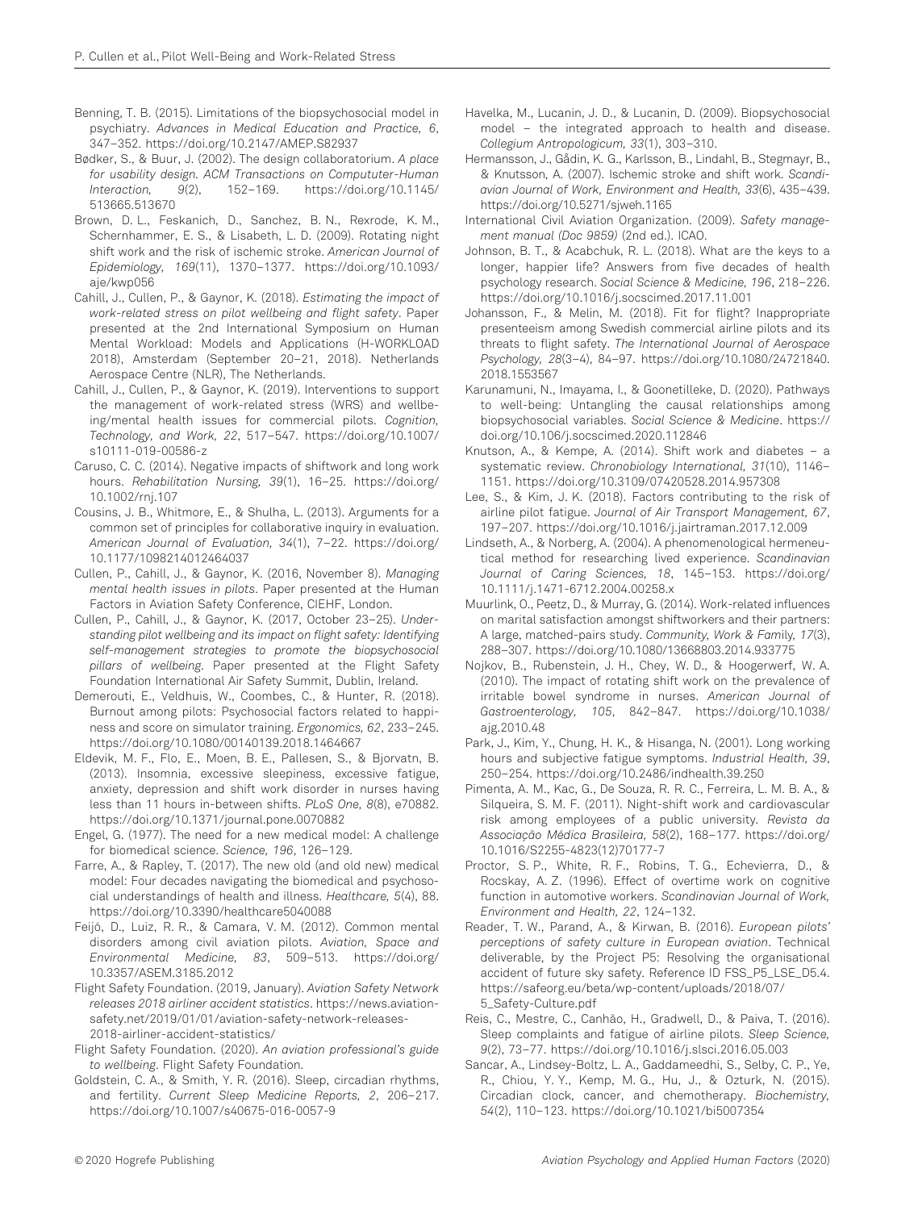Benning, T. B. (2015). Limitations of the biopsychosocial model in psychiatry. *Advances in Medical Education and Practice, 6*, 347–352. https://doi.org/10.2147/AMEP.S82937

Bødker, S., & Buur, J. (2002). The design collaboratorium. *A place for usability design. ACM Transactions on Compututer-Human Interaction, 9*(2), 152–169. https://doi.org/10.1145/513665.513670

Brown, D. L., Feskanich, D., Sanchez, B. N., Rexrode, K. M., Schernhammer, E. S., & Lisabeth, L. D. (2009). Rotating night shift work and the risk of ischemic stroke. *American Journal of Epidemiology, 169*(11), 1370–1377. https://doi.org/10.1093/aje/kwp056

Cahill, J., Cullen, P., & Gaynor, K. (2018). *Estimating the impact of work-related stress on pilot wellbeing and flight safety*. Paper presented at the 2nd International Symposium on Human Mental Workload: Models and Applications (H-WORKLOAD 2018), Amsterdam (September 20–21, 2018). Netherlands Aerospace Centre (NLR), The Netherlands.

Cahill, J., Cullen, P., & Gaynor, K. (2019). Interventions to support the management of work-related stress (WRS) and wellbeing/mental health issues for commercial pilots. *Cognition, Technology, and Work, 22*, 517–547. https://doi.org/10.1007/s10111-019-00586-z

Caruso, C. C. (2014). Negative impacts of shiftwork and long work hours. *Rehabilitation Nursing, 39*(1), 16–25. https://doi.org/10.1002/rnj.107

Cousins, J. B., Whitmore, E., & Shulha, L. (2013). Arguments for a common set of principles for collaborative inquiry in evaluation. *American Journal of Evaluation, 34*(1), 7–22. https://doi.org/10.1177/1098214012464037

Cullen, P., Cahill, J., & Gaynor, K. (2016, November 8). *Managing mental health issues in pilots*. Paper presented at the Human Factors in Aviation Safety Conference, CIEHF, London.

Cullen, P., Cahill, J., & Gaynor, K. (2017, October 23–25). *Understanding pilot wellbeing and its impact on flight safety: Identifying self-management strategies to promote the biopsychosocial pillars of wellbeing*. Paper presented at the Flight Safety Foundation International Air Safety Summit, Dublin, Ireland.

Demerouti, E., Veldhuis, W., Coombes, C., & Hunter, R. (2018). Burnout among pilots: Psychosocial factors related to happiness and score on simulator training. *Ergonomics, 62*, 233–245. https://doi.org/10.1080/00140139.2018.1464667

Eldevik, M. F., Flo, E., Moen, B. E., Pallesen, S., & Bjorvatn, B. (2013). Insomnia, excessive sleepiness, excessive fatigue, anxiety, depression and shift work disorder in nurses having less than 11 hours in-between shifts. *PLoS One, 8*(8), e70882. https://doi.org/10.1371/journal.pone.0070882

Engel, G. (1977). The need for a new medical model: A challenge for biomedical science. *Science, 196*, 126–129.

Farre, A., & Rapley, T. (2017). The new old (and old new) medical model: Four decades navigating the biomedical and psychosocial understandings of health and illness. *Healthcare, 5*(4), 88. https://doi.org/10.3390/healthcare5040088

Feijó, D., Luiz, R. R., & Camara, V. M. (2012). Common mental disorders among civil aviation pilots. *Aviation, Space and Environmental Medicine, 83*, 509–513. https://doi.org/10.3357/ASEM.3185.2012

Flight Safety Foundation. (2019, January). *Aviation Safety Network releases 2018 airliner accident statistics*. https://news.aviation-safety.net/2019/01/01/aviation-safety-network-releases-2018-airliner-accident-statistics/

Flight Safety Foundation. (2020). *An aviation professional's guide to wellbeing*. Flight Safety Foundation.

Goldstein, C. A., & Smith, Y. R. (2016). Sleep, circadian rhythms, and fertility. *Current Sleep Medicine Reports, 2*, 206–217. https://doi.org/10.1007/s40675-016-0057-9

Havelka, M., Lucanin, J. D., & Lucanin, D. (2009). Biopsychosocial model – the integrated approach to health and disease. *Collegium Antropologicum, 33*(1), 303–310.

Hermansson, J., Gådin, K. G., Karlsson, B., Lindahl, B., Stegmayr, B., & Knutsson, A. (2007). Ischemic stroke and shift work. *Scandiavian Journal of Work, Environment and Health, 33*(6), 435–439. https://doi.org/10.5271/sjweh.1165

International Civil Aviation Organization. (2009). *Safety management manual (Doc 9859)* (2nd ed.). ICAO.

Johnson, B. T., & Acabchuk, R. L. (2018). What are the keys to a longer, happier life? Answers from five decades of health psychology research. *Social Science & Medicine, 196*, 218–226. https://doi.org/10.1016/j.socscimed.2017.11.001

Johansson, F., & Melin, M. (2018). Fit for flight? Inappropriate presenteeism among Swedish commercial airline pilots and its threats to flight safety. *The International Journal of Aerospace Psychology, 28*(3–4), 84–97. https://doi.org/10.1080/24721840.2018.1553567

Karunamuni, N., Imayama, I., & Goonetilleke, D. (2020). Pathways to well-being: Untangling the causal relationships among biopsychosocial variables. *Social Science & Medicine*. https://doi.org/10.106/j.socscimed.2020.112846

Knutson, A., & Kempe, A. (2014). Shift work and diabetes – a systematic review. *Chronobiology International, 31*(10), 1146–1151. https://doi.org/10.3109/07420528.2014.957308

Lee, S., & Kim, J. K. (2018). Factors contributing to the risk of airline pilot fatigue. *Journal of Air Transport Management, 67*, 197–207. https://doi.org/10.1016/j.jairtraman.2017.12.009

Lindseth, A., & Norberg, A. (2004). A phenomenological hermeneutical method for researching lived experience. *Scandinavian Journal of Caring Sciences, 18*, 145–153. https://doi.org/10.1111/j.1471-6712.2004.00258.x

Muurlink, O., Peetz, D., & Murray, G. (2014). Work-related influences on marital satisfaction amongst shiftworkers and their partners: A large, matched-pairs study. *Community, Work & Family, 17*(3), 288–307. https://doi.org/10.1080/13668803.2014.933775

Nojkov, B., Rubenstein, J. H., Chey, W. D., & Hoogerwerf, W. A. (2010). The impact of rotating shift work on the prevalence of irritable bowel syndrome in nurses. *American Journal of Gastroenterology, 105*, 842–847. https://doi.org/10.1038/ajg.2010.48

Park, J., Kim, Y., Chung, H. K., & Hisanga, N. (2001). Long working hours and subjective fatigue symptoms. *Industrial Health, 39*, 250–254. https://doi.org/10.2486/indhealth.39.250

Pimenta, A. M., Kac, G., De Souza, R. R. C., Ferreira, L. M. B. A., & Silqueira, S. M. F. (2011). Night-shift work and cardiovascular risk among employees of a public university. *Revista da Associação Médica Brasileira, 58*(2), 168–177. https://doi.org/10.1016/S2255-4823(12)70177-7

Proctor, S. P., White, R. F., Robins, T. G., Echevierra, D., & Rocskay, A. Z. (1996). Effect of overtime work on cognitive function in automotive workers. *Scandinavian Journal of Work, Environment and Health, 22*, 124–132.

Reader, T. W., Parand, A., & Kirwan, B. (2016). *European pilots' perceptions of safety culture in European aviation*. Technical deliverable, by the Project P5: Resolving the organisational accident of future sky safety. Reference ID FSS_P5_LSE_D5.4. https://safeorg.eu/beta/wp-content/uploads/2018/07/5_Safety-Culture.pdf

Reis, C., Mestre, C., Canhão, H., Gradwell, D., & Paiva, T. (2016). Sleep complaints and fatigue of airline pilots. *Sleep Science, 9*(2), 73–77. https://doi.org/10.1016/j.slsci.2016.05.003

Sancar, A., Lindsey-Boltz, L. A., Gaddameedhi, S., Selby, C. P., Ye, R., Chiou, Y. Y., Kemp, M. G., Hu, J., & Ozturk, N. (2015). Circadian clock, cancer, and chemotherapy. *Biochemistry, 54*(2), 110–123. https://doi.org/10.1021/bi5007354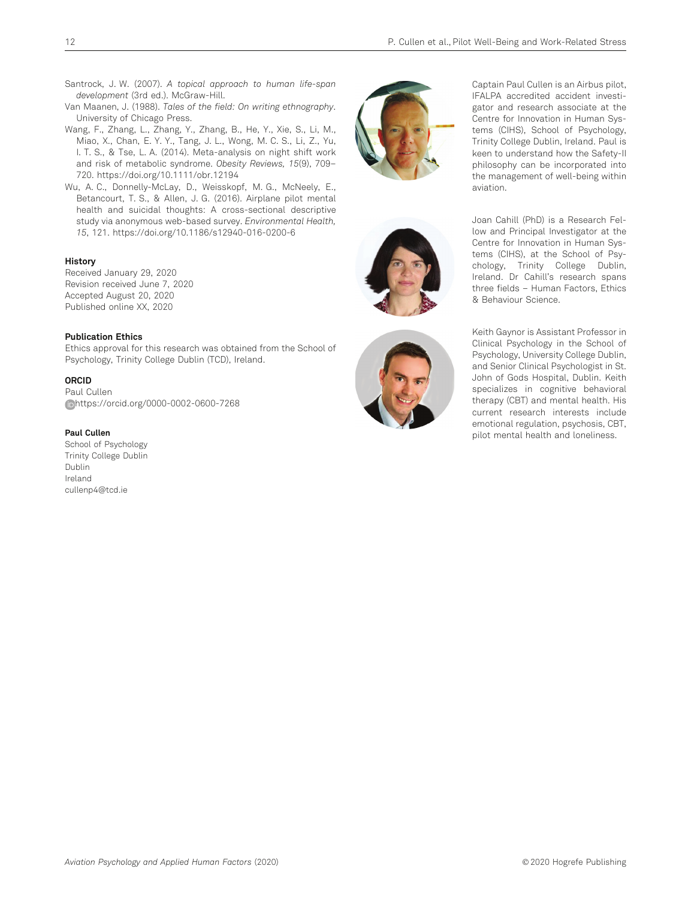Santrock, J. W. (2007). *A topical approach to human life-span development* (3rd ed.). McGraw-Hill.

Van Maanen, J. (1988). *Tales of the field: On writing ethnography*. University of Chicago Press.

Wang, F., Zhang, L., Zhang, Y., Zhang, B., He, Y., Xie, S., Li, M., Miao, X., Chan, E. Y. Y., Tang, J. L., Wong, M. C. S., Li, Z., Yu, I. T. S., & Tse, L. A. (2014). Meta-analysis on night shift work and risk of metabolic syndrome. *Obesity Reviews, 15*(9), 709–720. https://doi.org/10.1111/obr.12194

Wu, A. C., Donnelly-McLay, D., Weisskopf, M. G., McNeely, E., Betancourt, T. S., & Allen, J. G. (2016). Airplane pilot mental health and suicidal thoughts: A cross-sectional descriptive study via anonymous web-based survey. *Environmental Health, 15*, 121. https://doi.org/10.1186/s12940-016-0200-6

**History**

Received January 29, 2020
Revision received June 7, 2020
Accepted August 20, 2020
Published online XX, 2020

**Publication Ethics**

Ethics approval for this research was obtained from the School of Psychology, Trinity College Dublin (TCD), Ireland.

**ORCID**

Paul Cullen
https://orcid.org/0000-0002-0600-7268

**Paul Cullen**

School of Psychology
Trinity College Dublin
Dublin
Ireland
cullenp4@tcd.ie

Captain Paul Cullen is an Airbus pilot, IFALPA accredited accident investigator and research associate at the Centre for Innovation in Human Systems (CIHS), School of Psychology, Trinity College Dublin, Ireland. Paul is keen to understand how the Safety-II philosophy can be incorporated into the management of well-being within aviation.

Joan Cahill (PhD) is a Research Fellow and Principal Investigator at the Centre for Innovation in Human Systems (CIHS), at the School of Psychology, Trinity College Dublin, Ireland. Dr Cahill's research spans three fields – Human Factors, Ethics & Behaviour Science.

Keith Gaynor is Assistant Professor in Clinical Psychology in the School of Psychology, University College Dublin, and Senior Clinical Psychologist in St. John of Gods Hospital, Dublin. Keith specializes in cognitive behavioral therapy (CBT) and mental health. His current research interests include emotional regulation, psychosis, CBT, pilot mental health and loneliness.